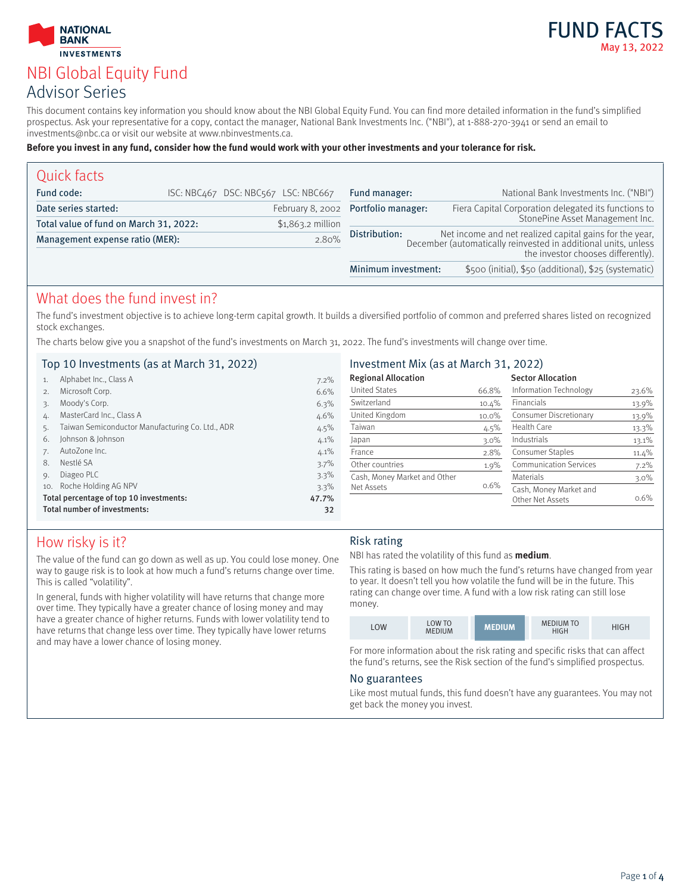NATIONAL BANK INVESTMENTS

# FUND FACTS

May 13, 2022

# NBI Global Equity Fund

## Advisor Series

This document contains key information you should know about the NBI Global Equity Fund. You can find more detailed information in the fund's simplified prospectus. Ask your representative for a copy, contact the manager, National Bank Investments Inc. ("NBI"), at 1-888-270-3941 or send an email to investments@nbc.ca or visit our website at www.nbinvestments.ca.

**Before you invest in any fund, consider how the fund would work with your other investments and your tolerance for risk.**

## Quick facts

| | |
|---|---|
| **Fund code:** | ISC: NBC467 DSC: NBC567 LSC: NBC667 |
| **Date series started:** | February 8, 2002 |
| **Total value of fund on March 31, 2022:** | $1,863.2 million |
| **Management expense ratio (MER):** | 2.80% |

| | |
|---|---|
| **Fund manager:** | National Bank Investments Inc. ("NBI") |
| **Portfolio manager:** | Fiera Capital Corporation delegated its functions to StonePine Asset Management Inc. |
| **Distribution:** | Net income and net realized capital gains for the year, December (automatically reinvested in additional units, unless the investor chooses differently). |
| **Minimum investment:** | $500 (initial), $50 (additional), $25 (systematic) |

## What does the fund invest in?

The fund's investment objective is to achieve long-term capital growth. It builds a diversified portfolio of common and preferred shares listed on recognized stock exchanges.

The charts below give you a snapshot of the fund's investments on March 31, 2022. The fund's investments will change over time.

### Top 10 Investments (as at March 31, 2022)

| | | |
|---|---|---|
| 1. | Alphabet Inc., Class A | 7.2% |
| 2. | Microsoft Corp. | 6.6% |
| 3. | Moody's Corp. | 6.3% |
| 4. | MasterCard Inc., Class A | 4.6% |
| 5. | Taiwan Semiconductor Manufacturing Co. Ltd., ADR | 4.5% |
| 6. | Johnson & Johnson | 4.1% |
| 7. | AutoZone Inc. | 4.1% |
| 8. | Nestlé SA | 3.7% |
| 9. | Diageo PLC | 3.3% |
| 10. | Roche Holding AG NPV | 3.3% |
| **Total percentage of top 10 investments:** | | **47.7%** |
| **Total number of investments:** | | **32** |

### Investment Mix (as at March 31, 2022)

**Regional Allocation**

| | |
|---|---|
| United States | 66.8% |
| Switzerland | 10.4% |
| United Kingdom | 10.0% |
| Taiwan | 4.5% |
| Japan | 3.0% |
| France | 2.8% |
| Other countries | 1.9% |
| Cash, Money Market and Other Net Assets | 0.6% |

**Sector Allocation**

| | |
|---|---|
| Information Technology | 23.6% |
| Financials | 13.9% |
| Consumer Discretionary | 13.9% |
| Health Care | 13.3% |
| Industrials | 13.1% |
| Consumer Staples | 11.4% |
| Communication Services | 7.2% |
| Materials | 3.0% |
| Cash, Money Market and Other Net Assets | 0.6% |

## How risky is it?

The value of the fund can go down as well as up. You could lose money. One way to gauge risk is to look at how much a fund's returns change over time. This is called "volatility".

In general, funds with higher volatility will have returns that change more over time. They typically have a greater chance of losing money and may have a greater chance of higher returns. Funds with lower volatility tend to have returns that change less over time. They typically have lower returns and may have a lower chance of losing money.

### Risk rating

NBI has rated the volatility of this fund as **medium**.

This rating is based on how much the fund's returns have changed from year to year. It doesn't tell you how volatile the fund will be in the future. This rating can change over time. A fund with a low risk rating can still lose money.

| LOW | LOW TO MEDIUM | **MEDIUM** | MEDIUM TO HIGH | HIGH |
|---|---|---|---|---|

For more information about the risk rating and specific risks that can affect the fund's returns, see the Risk section of the fund's simplified prospectus.

### No guarantees

Like most mutual funds, this fund doesn't have any guarantees. You may not get back the money you invest.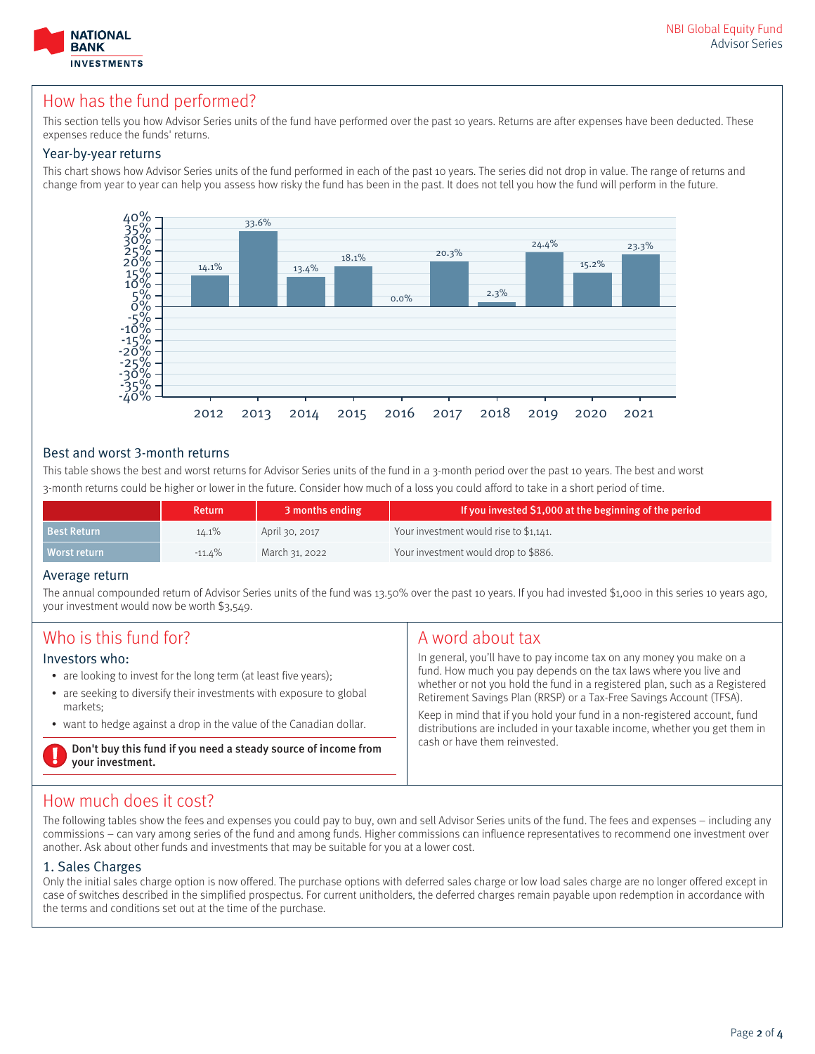## How has the fund performed?

This section tells you how Advisor Series units of the fund have performed over the past 10 years. Returns are after expenses have been deducted. These expenses reduce the funds' returns.

### Year-by-year returns

This chart shows how Advisor Series units of the fund performed in each of the past 10 years. The series did not drop in value. The range of returns and change from year to year can help you assess how risky the fund has been in the past. It does not tell you how the fund will perform in the future.

| Year | Return |
|---|---|
| 2012 | 14.1% |
| 2013 | 33.6% |
| 2014 | 13.4% |
| 2015 | 18.1% |
| 2016 | 0.0% |
| 2017 | 20.3% |
| 2018 | 2.3% |
| 2019 | 24.4% |
| 2020 | 15.2% |
| 2021 | 23.3% |

### Best and worst 3-month returns

This table shows the best and worst returns for Advisor Series units of the fund in a 3-month period over the past 10 years. The best and worst 3-month returns could be higher or lower in the future. Consider how much of a loss you could afford to take in a short period of time.

| | Return | 3 months ending | If you invested $1,000 at the beginning of the period |
|---|---|---|---|
| Best Return | 14.1% | April 30, 2017 | Your investment would rise to $1,141. |
| Worst return | -11.4% | March 31, 2022 | Your investment would drop to $886. |

### Average return

The annual compounded return of Advisor Series units of the fund was 13.50% over the past 10 years. If you had invested $1,000 in this series 10 years ago, your investment would now be worth $3,549.

## Who is this fund for?

### Investors who:

- are looking to invest for the long term (at least five years);
- are seeking to diversify their investments with exposure to global markets;
- want to hedge against a drop in the value of the Canadian dollar.

**Don't buy this fund if you need a steady source of income from your investment.**

## A word about tax

In general, you'll have to pay income tax on any money you make on a fund. How much you pay depends on the tax laws where you live and whether or not you hold the fund in a registered plan, such as a Registered Retirement Savings Plan (RRSP) or a Tax-Free Savings Account (TFSA).

Keep in mind that if you hold your fund in a non-registered account, fund distributions are included in your taxable income, whether you get them in cash or have them reinvested.

## How much does it cost?

The following tables show the fees and expenses you could pay to buy, own and sell Advisor Series units of the fund. The fees and expenses – including any commissions – can vary among series of the fund and among funds. Higher commissions can influence representatives to recommend one investment over another. Ask about other funds and investments that may be suitable for you at a lower cost.

### 1. Sales Charges

Only the initial sales charge option is now offered. The purchase options with deferred sales charge or low load sales charge are no longer offered except in case of switches described in the simplified prospectus. For current unitholders, the deferred charges remain payable upon redemption in accordance with the terms and conditions set out at the time of the purchase.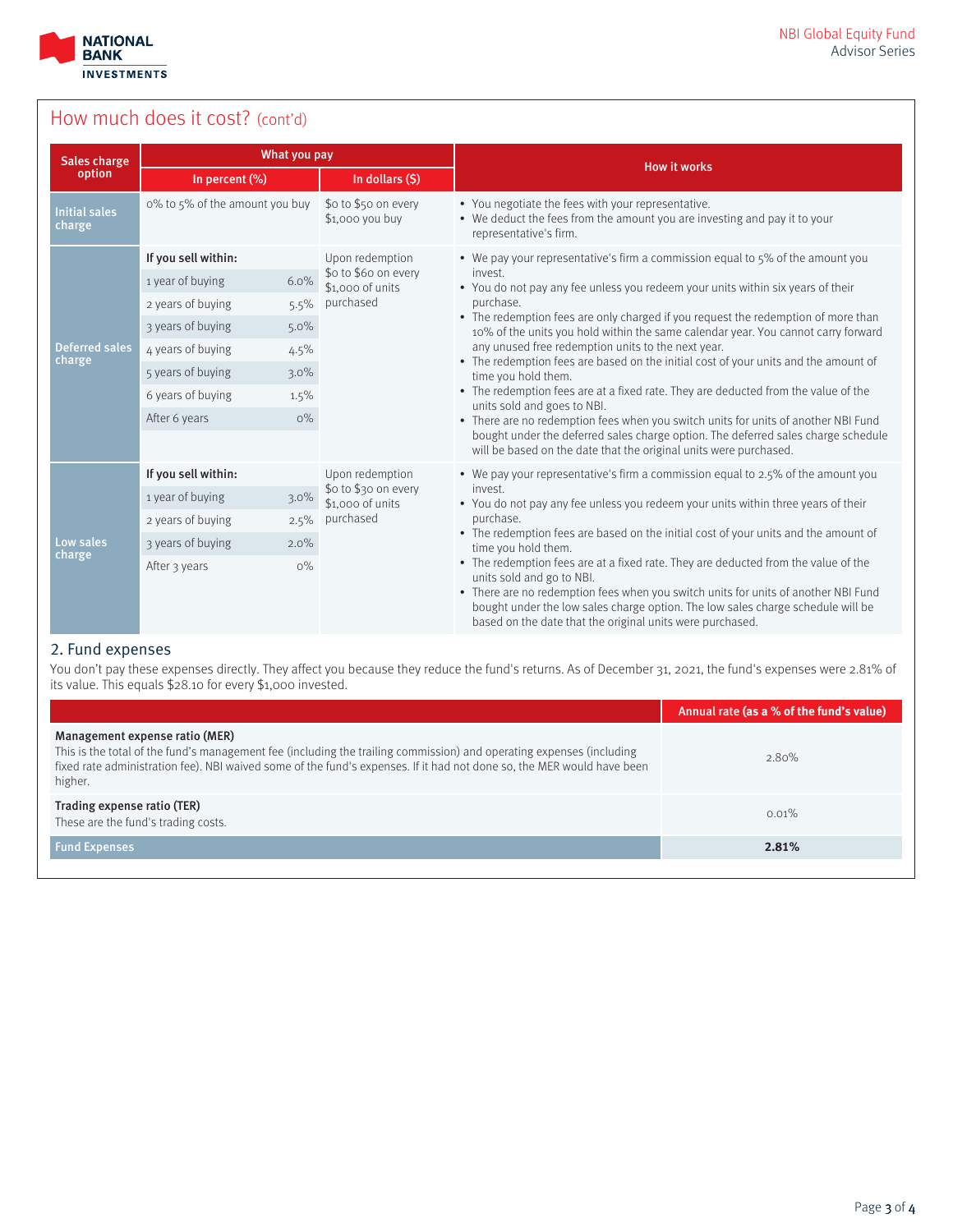## How much does it cost? (cont'd)

| Sales charge option | What you pay | | How it works |
|---|---|---|---|
| | In percent (%) | In dollars ($) | |
| Initial sales charge | 0% to 5% of the amount you buy | $0 to $50 on every $1,000 you buy | • You negotiate the fees with your representative.<br>• We deduct the fees from the amount you are investing and pay it to your representative's firm. |
| Deferred sales charge | **If you sell within:**<br>1 year of buying 6.0%<br>2 years of buying 5.5%<br>3 years of buying 5.0%<br>4 years of buying 4.5%<br>5 years of buying 3.0%<br>6 years of buying 1.5%<br>After 6 years 0% | Upon redemption $0 to $60 on every $1,000 of units purchased | • We pay your representative's firm a commission equal to 5% of the amount you invest.<br>• You do not pay any fee unless you redeem your units within six years of their purchase.<br>• The redemption fees are only charged if you request the redemption of more than 10% of the units you hold within the same calendar year. You cannot carry forward any unused free redemption units to the next year.<br>• The redemption fees are based on the initial cost of your units and the amount of time you hold them.<br>• The redemption fees are at a fixed rate. They are deducted from the value of the units sold and goes to NBI.<br>• There are no redemption fees when you switch units for units of another NBI Fund bought under the deferred sales charge option. The deferred sales charge schedule will be based on the date that the original units were purchased. |
| Low sales charge | **If you sell within:**<br>1 year of buying 3.0%<br>2 years of buying 2.5%<br>3 years of buying 2.0%<br>After 3 years 0% | Upon redemption $0 to $30 on every $1,000 of units purchased | • We pay your representative's firm a commission equal to 2.5% of the amount you invest.<br>• You do not pay any fee unless you redeem your units within three years of their purchase.<br>• The redemption fees are based on the initial cost of your units and the amount of time you hold them.<br>• The redemption fees are at a fixed rate. They are deducted from the value of the units sold and go to NBI.<br>• There are no redemption fees when you switch units for units of another NBI Fund bought under the low sales charge option. The low sales charge schedule will be based on the date that the original units were purchased. |

### 2. Fund expenses

You don't pay these expenses directly. They affect you because they reduce the fund's returns. As of December 31, 2021, the fund's expenses were 2.81% of its value. This equals $28.10 for every $1,000 invested.

| | Annual rate (as a % of the fund's value) |
|---|---|
| **Management expense ratio (MER)**<br>This is the total of the fund's management fee (including the trailing commission) and operating expenses (including fixed rate administration fee). NBI waived some of the fund's expenses. If it had not done so, the MER would have been higher. | 2.80% |
| **Trading expense ratio (TER)**<br>These are the fund's trading costs. | 0.01% |
| **Fund Expenses** | **2.81%** |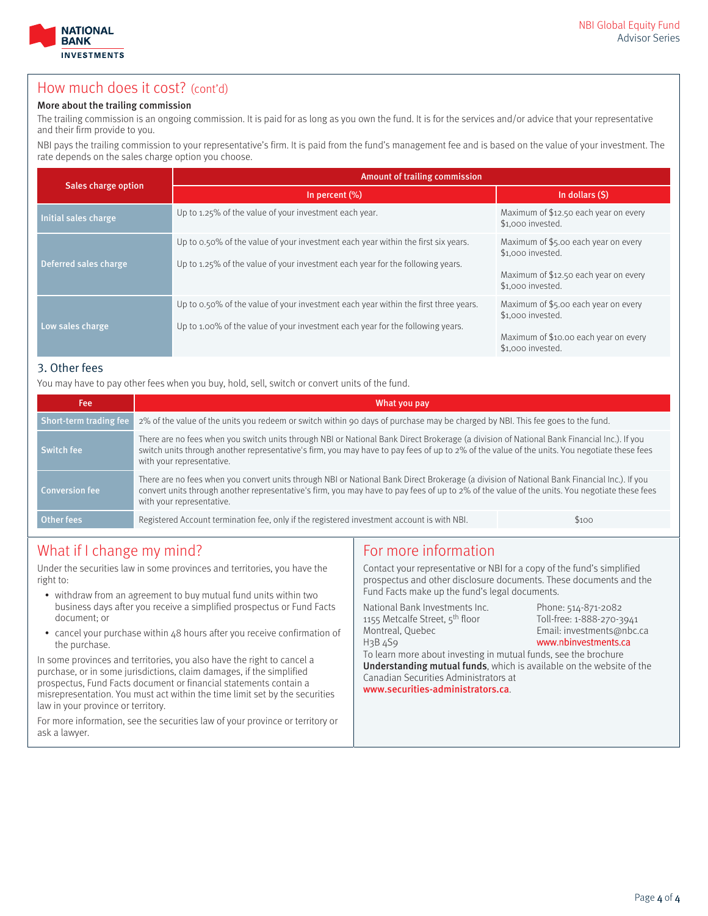## How much does it cost? (cont'd)

### More about the trailing commission

The trailing commission is an ongoing commission. It is paid for as long as you own the fund. It is for the services and/or advice that your representative and their firm provide to you.

NBI pays the trailing commission to your representative's firm. It is paid from the fund's management fee and is based on the value of your investment. The rate depends on the sales charge option you choose.

| Sales charge option | Amount of trailing commission | |
|---|---|---|
| | In percent (%) | In dollars ($) |
| Initial sales charge | Up to 1.25% of the value of your investment each year. | Maximum of $12.50 each year on every $1,000 invested. |
| Deferred sales charge | Up to 0.50% of the value of your investment each year within the first six years.<br><br>Up to 1.25% of the value of your investment each year for the following years. | Maximum of $5.00 each year on every $1,000 invested.<br><br>Maximum of $12.50 each year on every $1,000 invested. |
| Low sales charge | Up to 0.50% of the value of your investment each year within the first three years.<br><br>Up to 1.00% of the value of your investment each year for the following years. | Maximum of $5.00 each year on every $1,000 invested.<br><br>Maximum of $10.00 each year on every $1,000 invested. |

### 3. Other fees

You may have to pay other fees when you buy, hold, sell, switch or convert units of the fund.

| Fee | What you pay | |
|---|---|---|
| Short-term trading fee | 2% of the value of the units you redeem or switch within 90 days of purchase may be charged by NBI. This fee goes to the fund. | |
| Switch fee | There are no fees when you switch units through NBI or National Bank Direct Brokerage (a division of National Bank Financial Inc.). If you switch units through another representative's firm, you may have to pay fees of up to 2% of the value of the units. You negotiate these fees with your representative. | |
| Conversion fee | There are no fees when you convert units through NBI or National Bank Direct Brokerage (a division of National Bank Financial Inc.). If you convert units through another representative's firm, you may have to pay fees of up to 2% of the value of the units. You negotiate these fees with your representative. | |
| Other fees | Registered Account termination fee, only if the registered investment account is with NBI. | $100 |

## What if I change my mind?

Under the securities law in some provinces and territories, you have the right to:

- withdraw from an agreement to buy mutual fund units within two business days after you receive a simplified prospectus or Fund Facts document; or
- cancel your purchase within 48 hours after you receive confirmation of the purchase.

In some provinces and territories, you also have the right to cancel a purchase, or in some jurisdictions, claim damages, if the simplified prospectus, Fund Facts document or financial statements contain a misrepresentation. You must act within the time limit set by the securities law in your province or territory.

For more information, see the securities law of your province or territory or ask a lawyer.

## For more information

Contact your representative or NBI for a copy of the fund's simplified prospectus and other disclosure documents. These documents and the Fund Facts make up the fund's legal documents.

National Bank Investments Inc.
1155 Metcalfe Street, 5th floor
Montreal, Quebec
H3B 4S9

Phone: 514-871-2082
Toll-free: 1-888-270-3941
Email: investments@nbc.ca
www.nbinvestments.ca

To learn more about investing in mutual funds, see the brochure **Understanding mutual funds**, which is available on the website of the Canadian Securities Administrators at **www.securities-administrators.ca**.